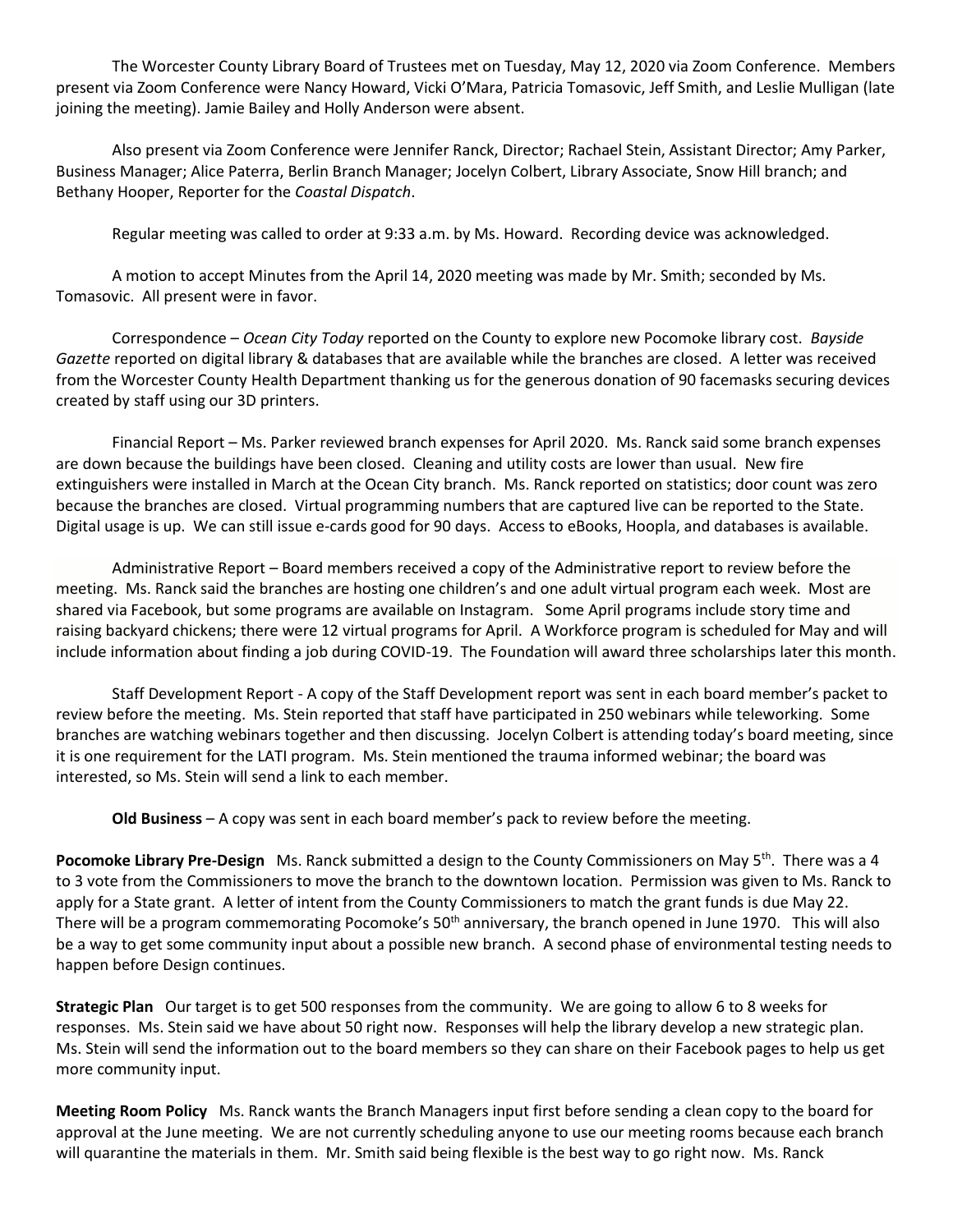The Worcester County Library Board of Trustees met on Tuesday, May 12, 2020 via Zoom Conference. Members present via Zoom Conference were Nancy Howard, Vicki O'Mara, Patricia Tomasovic, Jeff Smith, and Leslie Mulligan (late joining the meeting). Jamie Bailey and Holly Anderson were absent.

Also present via Zoom Conference were Jennifer Ranck, Director; Rachael Stein, Assistant Director; Amy Parker, Business Manager; Alice Paterra, Berlin Branch Manager; Jocelyn Colbert, Library Associate, Snow Hill branch; and Bethany Hooper, Reporter for the *Coastal Dispatch*.

Regular meeting was called to order at 9:33 a.m. by Ms. Howard. Recording device was acknowledged.

A motion to accept Minutes from the April 14, 2020 meeting was made by Mr. Smith; seconded by Ms. Tomasovic. All present were in favor.

Correspondence – *Ocean City Today* reported on the County to explore new Pocomoke library cost. *Bayside Gazette* reported on digital library & databases that are available while the branches are closed. A letter was received from the Worcester County Health Department thanking us for the generous donation of 90 facemasks securing devices created by staff using our 3D printers.

Financial Report – Ms. Parker reviewed branch expenses for April 2020. Ms. Ranck said some branch expenses are down because the buildings have been closed. Cleaning and utility costs are lower than usual. New fire extinguishers were installed in March at the Ocean City branch. Ms. Ranck reported on statistics; door count was zero because the branches are closed. Virtual programming numbers that are captured live can be reported to the State. Digital usage is up. We can still issue e-cards good for 90 days. Access to eBooks, Hoopla, and databases is available.

Administrative Report – Board members received a copy of the Administrative report to review before the meeting. Ms. Ranck said the branches are hosting one children's and one adult virtual program each week. Most are shared via Facebook, but some programs are available on Instagram. Some April programs include story time and raising backyard chickens; there were 12 virtual programs for April. A Workforce program is scheduled for May and will include information about finding a job during COVID-19. The Foundation will award three scholarships later this month.

Staff Development Report - A copy of the Staff Development report was sent in each board member's packet to review before the meeting. Ms. Stein reported that staff have participated in 250 webinars while teleworking. Some branches are watching webinars together and then discussing. Jocelyn Colbert is attending today's board meeting, since it is one requirement for the LATI program. Ms. Stein mentioned the trauma informed webinar; the board was interested, so Ms. Stein will send a link to each member.

**Old Business** – A copy was sent in each board member's pack to review before the meeting.

**Pocomoke Library Pre-Design** Ms. Ranck submitted a design to the County Commissioners on May 5th. There was a 4 to 3 vote from the Commissioners to move the branch to the downtown location. Permission was given to Ms. Ranck to apply for a State grant. A letter of intent from the County Commissioners to match the grant funds is due May 22. There will be a program commemorating Pocomoke's 50th anniversary, the branch opened in June 1970. This will also be a way to get some community input about a possible new branch. A second phase of environmental testing needs to happen before Design continues.

**Strategic Plan** Our target is to get 500 responses from the community. We are going to allow 6 to 8 weeks for responses. Ms. Stein said we have about 50 right now. Responses will help the library develop a new strategic plan. Ms. Stein will send the information out to the board members so they can share on their Facebook pages to help us get more community input.

**Meeting Room Policy** Ms. Ranck wants the Branch Managers input first before sending a clean copy to the board for approval at the June meeting. We are not currently scheduling anyone to use our meeting rooms because each branch will quarantine the materials in them. Mr. Smith said being flexible is the best way to go right now. Ms. Ranck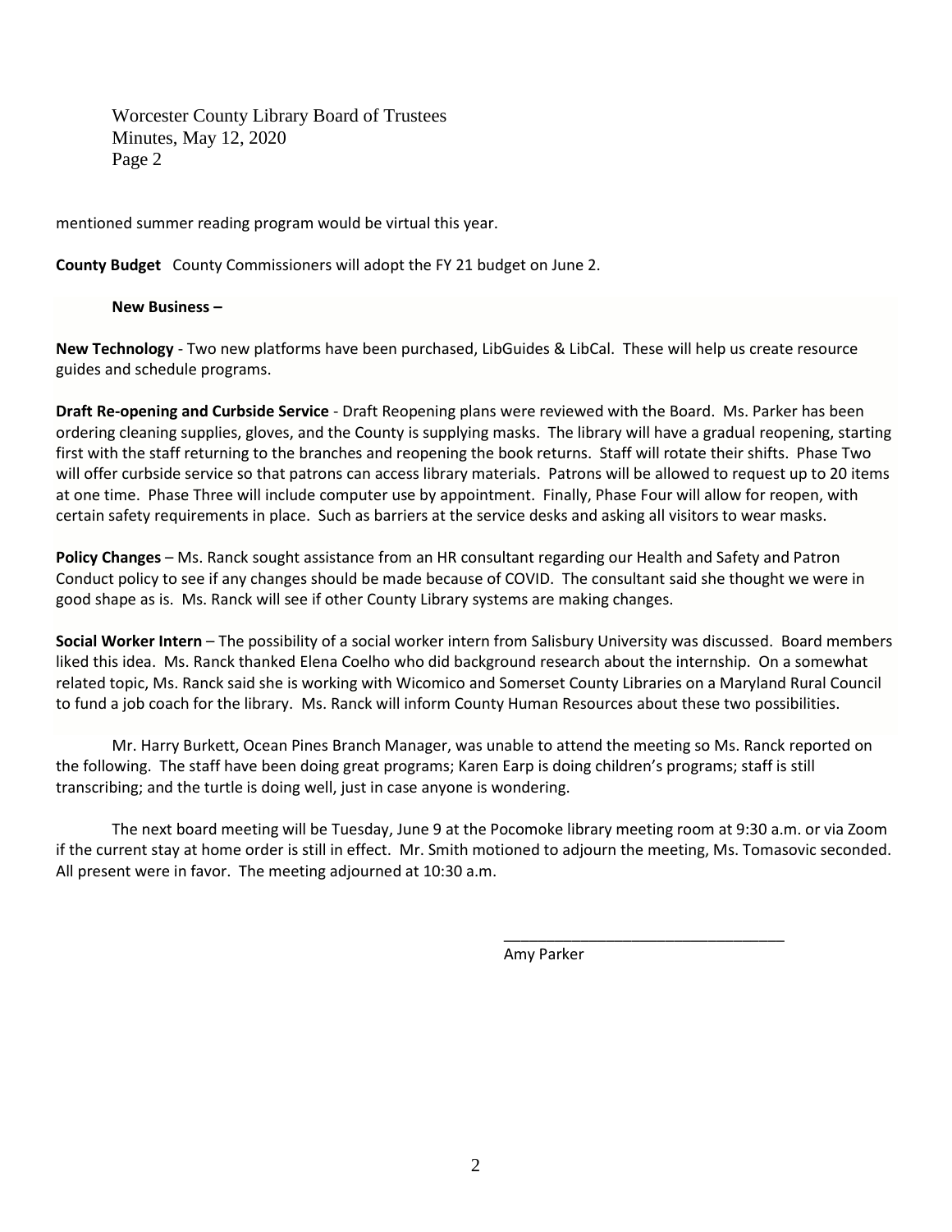mentioned summer reading program would be virtual this year.

**County Budget** County Commissioners will adopt the FY 21 budget on June 2.

**New Business –**

**New Technology** - Two new platforms have been purchased, LibGuides & LibCal. These will help us create resource guides and schedule programs.

**Draft Re-opening and Curbside Service** - Draft Reopening plans were reviewed with the Board. Ms. Parker has been ordering cleaning supplies, gloves, and the County is supplying masks. The library will have a gradual reopening, starting first with the staff returning to the branches and reopening the book returns. Staff will rotate their shifts. Phase Two will offer curbside service so that patrons can access library materials. Patrons will be allowed to request up to 20 items at one time. Phase Three will include computer use by appointment. Finally, Phase Four will allow for reopen, with certain safety requirements in place. Such as barriers at the service desks and asking all visitors to wear masks.

**Policy Changes** – Ms. Ranck sought assistance from an HR consultant regarding our Health and Safety and Patron Conduct policy to see if any changes should be made because of COVID. The consultant said she thought we were in good shape as is. Ms. Ranck will see if other County Library systems are making changes.

**Social Worker Intern** – The possibility of a social worker intern from Salisbury University was discussed. Board members liked this idea. Ms. Ranck thanked Elena Coelho who did background research about the internship. On a somewhat related topic, Ms. Ranck said she is working with Wicomico and Somerset County Libraries on a Maryland Rural Council to fund a job coach for the library. Ms. Ranck will inform County Human Resources about these two possibilities.

Mr. Harry Burkett, Ocean Pines Branch Manager, was unable to attend the meeting so Ms. Ranck reported on the following. The staff have been doing great programs; Karen Earp is doing children's programs; staff is still transcribing; and the turtle is doing well, just in case anyone is wondering.

The next board meeting will be Tuesday, June 9 at the Pocomoke library meeting room at 9:30 a.m. or via Zoom if the current stay at home order is still in effect. Mr. Smith motioned to adjourn the meeting, Ms. Tomasovic seconded. All present were in favor. The meeting adjourned at 10:30 a.m.

\_\_\_\_\_\_\_\_\_\_\_\_\_\_\_\_\_\_\_\_\_\_\_\_\_\_\_\_\_\_\_\_\_

Amy Parker